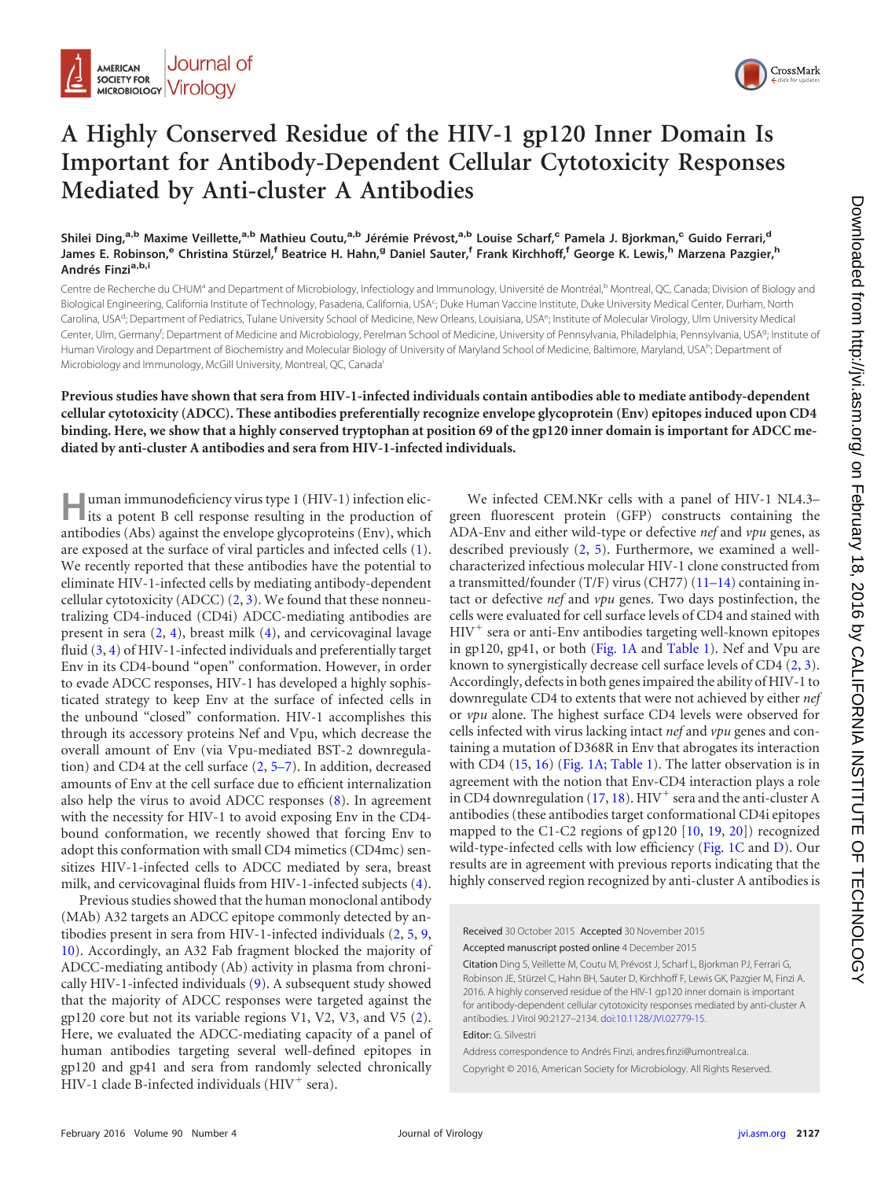# A Highly Conserved Residue of the HIV-1 gp120 Inner Domain Is Important for Antibody-Dependent Cellular Cytotoxicity Responses Mediated by Anti-cluster A Antibodies

Shilei Ding,[a,b] Maxime Veillette,[a,b] Mathieu Coutu,[a,b] Jérémie Prévost,[a,b] Louise Scharf,[c] Pamela J. Bjorkman,[c] Guido Ferrari,[d] James E. Robinson,[e] Christina Stürzel,[f] Beatrice H. Hahn,[g] Daniel Sauter,[f] Frank Kirchhoff,[f] George K. Lewis,[h] Marzena Pazgier,[h] Andrés Finzi[a,b,i]

Centre de Recherche du CHUM[a] and Department of Microbiology, Infectiology and Immunology, Université de Montréal,[b] Montreal, QC, Canada; Division of Biology and Biological Engineering, California Institute of Technology, Pasadena, California, USA[c]; Duke Human Vaccine Institute, Duke University Medical Center, Durham, North Carolina, USA[d]; Department of Pediatrics, Tulane University School of Medicine, New Orleans, Louisiana, USA[e]; Institute of Molecular Virology, Ulm University Medical Center, Ulm, Germany[f]; Department of Medicine and Microbiology, Perelman School of Medicine, University of Pennsylvania, Philadelphia, Pennsylvania, USA[g]; Institute of Human Virology and Department of Biochemistry and Molecular Biology of University of Maryland School of Medicine, Baltimore, Maryland, USA[h]; Department of Microbiology and Immunology, McGill University, Montreal, QC, Canada[i]

**Previous studies have shown that sera from HIV-1-infected individuals contain antibodies able to mediate antibody-dependent cellular cytotoxicity (ADCC). These antibodies preferentially recognize envelope glycoprotein (Env) epitopes induced upon CD4 binding. Here, we show that a highly conserved tryptophan at position 69 of the gp120 inner domain is important for ADCC mediated by anti-cluster A antibodies and sera from HIV-1-infected individuals.**

Human immunodeficiency virus type 1 (HIV-1) infection elicits a potent B cell response resulting in the production of antibodies (Abs) against the envelope glycoproteins (Env), which are exposed at the surface of viral particles and infected cells (1). We recently reported that these antibodies have the potential to eliminate HIV-1-infected cells by mediating antibody-dependent cellular cytotoxicity (ADCC) (2, 3). We found that these nonneutralizing CD4-induced (CD4i) ADCC-mediating antibodies are present in sera (2, 4), breast milk (4), and cervicovaginal lavage fluid (3, 4) of HIV-1-infected individuals and preferentially target Env in its CD4-bound "open" conformation. However, in order to evade ADCC responses, HIV-1 has developed a highly sophisticated strategy to keep Env at the surface of infected cells in the unbound "closed" conformation. HIV-1 accomplishes this through its accessory proteins Nef and Vpu, which decrease the overall amount of Env (via Vpu-mediated BST-2 downregulation) and CD4 at the cell surface (2, 5–7). In addition, decreased amounts of Env at the cell surface due to efficient internalization also help the virus to avoid ADCC responses (8). In agreement with the necessity for HIV-1 to avoid exposing Env in the CD4-bound conformation, we recently showed that forcing Env to adopt this conformation with small CD4 mimetics (CD4mc) sensitizes HIV-1-infected cells to ADCC mediated by sera, breast milk, and cervicovaginal fluids from HIV-1-infected subjects (4).

Previous studies showed that the human monoclonal antibody (MAb) A32 targets an ADCC epitope commonly detected by antibodies present in sera from HIV-1-infected individuals (2, 5, 9, 10). Accordingly, an A32 Fab fragment blocked the majority of ADCC-mediating antibody (Ab) activity in plasma from chronically HIV-1-infected individuals (9). A subsequent study showed that the majority of ADCC responses were targeted against the gp120 core but not its variable regions V1, V2, V3, and V5 (2). Here, we evaluated the ADCC-mediating capacity of a panel of human antibodies targeting several well-defined epitopes in gp120 and gp41 and sera from randomly selected chronically HIV-1 clade B-infected individuals (HIV$^+$ sera).

We infected CEM.NKr cells with a panel of HIV-1 NL4.3–green fluorescent protein (GFP) constructs containing the ADA-Env and either wild-type or defective *nef* and *vpu* genes, as described previously (2, 5). Furthermore, we examined a well-characterized infectious molecular HIV-1 clone constructed from a transmitted/founder (T/F) virus (CH77) (11–14) containing intact or defective *nef* and *vpu* genes. Two days postinfection, the cells were evaluated for cell surface levels of CD4 and stained with HIV$^+$ sera or anti-Env antibodies targeting well-known epitopes in gp120, gp41, or both (Fig. 1A and Table 1). Nef and Vpu are known to synergistically decrease cell surface levels of CD4 (2, 3). Accordingly, defects in both genes impaired the ability of HIV-1 to downregulate CD4 to extents that were not achieved by either *nef* or *vpu* alone. The highest surface CD4 levels were observed for cells infected with virus lacking intact *nef* and *vpu* genes and containing a mutation of D368R in Env that abrogates its interaction with CD4 (15, 16) (Fig. 1A; Table 1). The latter observation is in agreement with the notion that Env-CD4 interaction plays a role in CD4 downregulation (17, 18). HIV$^+$ sera and the anti-cluster A antibodies (these antibodies target conformational CD4i epitopes mapped to the C1-C2 regions of gp120 [10, 19, 20]) recognized wild-type-infected cells with low efficiency (Fig. 1C and D). Our results are in agreement with previous reports indicating that the highly conserved region recognized by anti-cluster A antibodies is

Received 30 October 2015 Accepted 30 November 2015

Accepted manuscript posted online 4 December 2015

Citation Ding S, Veillette M, Coutu M, Prévost J, Scharf L, Bjorkman PJ, Ferrari G, Robinson JE, Stürzel C, Hahn BH, Sauter D, Kirchhoff F, Lewis GK, Pazgier M, Finzi A. 2016. A highly conserved residue of the HIV-1 gp120 inner domain is important for antibody-dependent cellular cytotoxicity responses mediated by anti-cluster A antibodies. J Virol 90:2127–2134. doi:10.1128/JVI.02779-15.

Editor: G. Silvestri

Address correspondence to Andrés Finzi, andres.finzi@umontreal.ca.

Copyright © 2016, American Society for Microbiology. All Rights Reserved.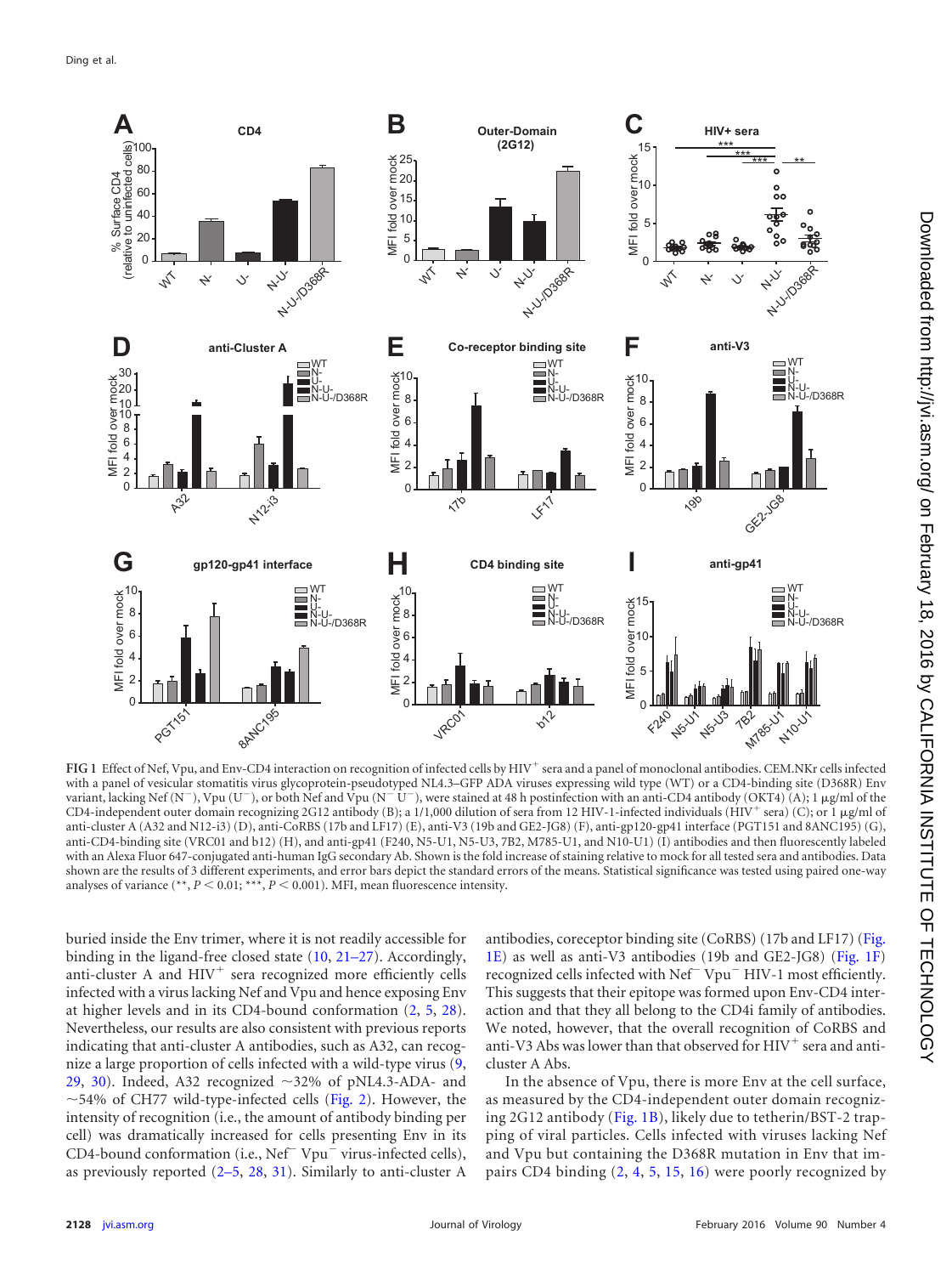FIG 1 Effect of Nef, Vpu, and Env-CD4 interaction on recognition of infected cells by HIV[+] sera and a panel of monoclonal antibodies. CEM.NKr cells infected with a panel of vesicular stomatitis virus glycoprotein-pseudotyped NL4.3–GFP ADA viruses expressing wild type (WT) or a CD4-binding site (D368R) Env variant, lacking Nef (N[−]), Vpu (U[−]), or both Nef and Vpu (N[−] U[−]), were stained at 48 h postinfection with an anti-CD4 antibody (OKT4) (A); 1 μg/ml of the CD4-independent outer domain recognizing 2G12 antibody (B); a 1/1,000 dilution of sera from 12 HIV-1-infected individuals (HIV[+] sera) (C); or 1 μg/ml of anti-cluster A (A32 and N12-i3) (D), anti-CoRBS (17b and LF17) (E), anti-V3 (19b and GE2-JG8) (F), anti-gp120-gp41 interface (PGT151 and 8ANC195) (G), anti-CD4-binding site (VRC01 and b12) (H), and anti-gp41 (F240, N5-U1, N5-U3, 7B2, M785-U1, and N10-U1) (I) antibodies and then fluorescently labeled with an Alexa Fluor 647-conjugated anti-human IgG secondary Ab. Shown is the fold increase of staining relative to mock for all tested sera and antibodies. Data shown are the results of 3 different experiments, and error bars depict the standard errors of the means. Statistical significance was tested using paired one-way analyses of variance (**, $P < 0.01$; ***, $P < 0.001$). MFI, mean fluorescence intensity.

buried inside the Env trimer, where it is not readily accessible for binding in the ligand-free closed state (10, 21–27). Accordingly, anti-cluster A and HIV[+] sera recognized more efficiently cells infected with a virus lacking Nef and Vpu and hence exposing Env at higher levels and in its CD4-bound conformation (2, 5, 28). Nevertheless, our results are also consistent with previous reports indicating that anti-cluster A antibodies, such as A32, can recognize a large proportion of cells infected with a wild-type virus (9, 29, 30). Indeed, A32 recognized ~32% of pNL4.3-ADA- and ~54% of CH77 wild-type-infected cells (Fig. 2). However, the intensity of recognition (i.e., the amount of antibody binding per cell) was dramatically increased for cells presenting Env in its CD4-bound conformation (i.e., Nef[−] Vpu[−] virus-infected cells), as previously reported (2–5, 28, 31). Similarly to anti-cluster A antibodies, coreceptor binding site (CoRBS) (17b and LF17) (Fig. 1E) as well as anti-V3 antibodies (19b and GE2-JG8) (Fig. 1F) recognized cells infected with Nef[−] Vpu[−] HIV-1 most efficiently. This suggests that their epitope was formed upon Env-CD4 interaction and that they all belong to the CD4i family of antibodies. We noted, however, that the overall recognition of CoRBS and anti-V3 Abs was lower than that observed for HIV[+] sera and anti-cluster A Abs.

In the absence of Vpu, there is more Env at the cell surface, as measured by the CD4-independent outer domain recognizing 2G12 antibody (Fig. 1B), likely due to tetherin/BST-2 trapping of viral particles. Cells infected with viruses lacking Nef and Vpu but containing the D368R mutation in Env that impairs CD4 binding (2, 4, 5, 15, 16) were poorly recognized by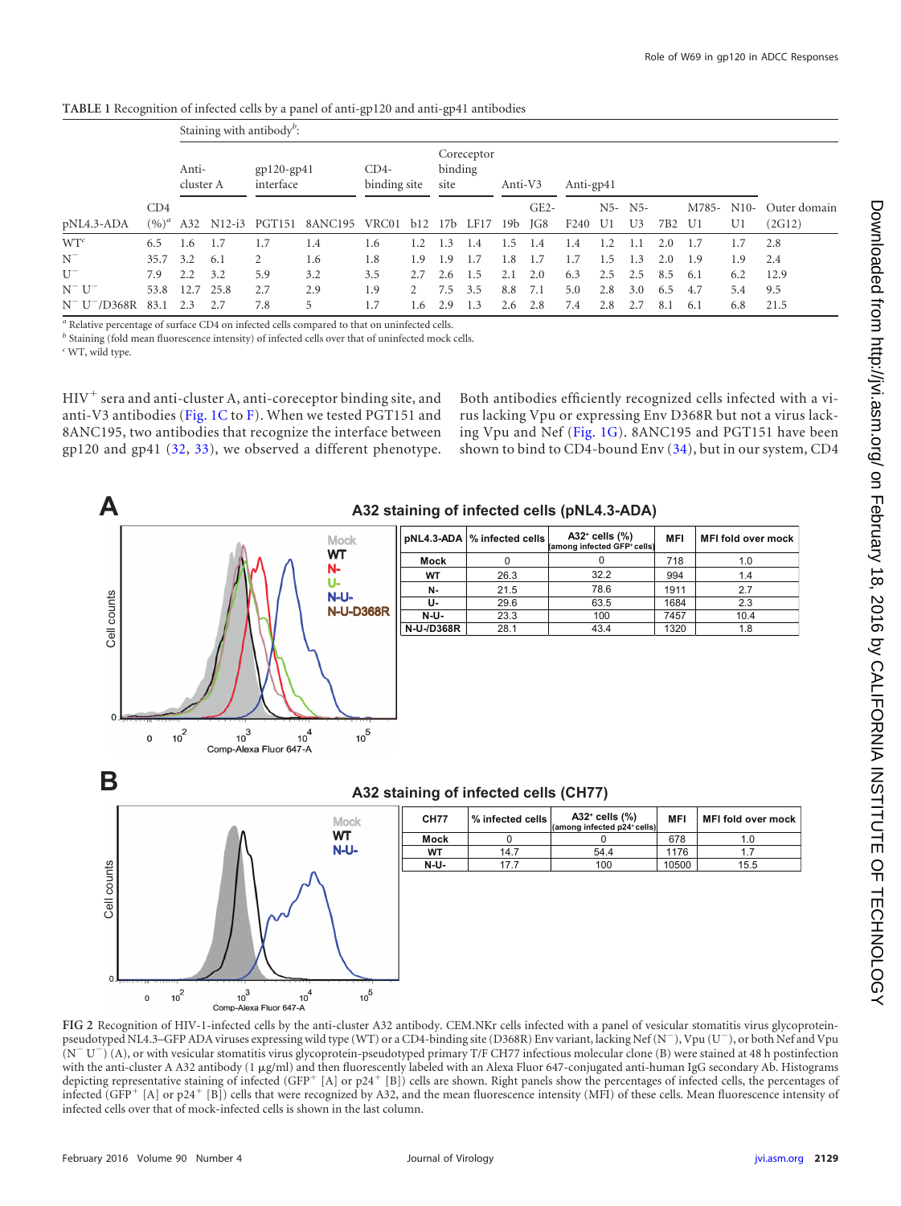**TABLE 1** Recognition of infected cells by a panel of anti-gp120 and anti-gp41 antibodies

| | | Staining with antibody[b]: | | | | | | | | | | | | | | | | | | |
|---|---|---|---|---|---|---|---|---|---|---|---|---|---|---|---|---|---|---|---|---|
| | | Anti-cluster A | | gp120-gp41 interface | | CD4-binding site | | Coreceptor binding site | | Anti-V3 | | Anti-gp41 | | | | | | | | |
| pNL4.3-ADA | CD4 (%)[a] | A32 | N12-i3 | PGT151 | 8ANC195 | VRC01 | b12 | 17b | LF17 | 19b | GE2-JG8 | F240 | N5-U1 | N5-U3 | 7B2 | M785-U1 | N10-U1 | Outer domain (2G12) |
| WT[c] | 6.5 | 1.6 | 1.7 | 1.7 | 1.4 | 1.6 | 1.2 | 1.3 | 1.4 | 1.5 | 1.4 | 1.4 | 1.2 | 1.1 | 2.0 | 1.7 | 1.7 | 2.8 |
| N⁻ | 35.7 | 3.2 | 6.1 | 2 | 1.6 | 1.8 | 1.9 | 1.9 | 1.7 | 1.8 | 1.7 | 1.7 | 1.5 | 1.3 | 2.0 | 1.9 | 1.9 | 2.4 |
| U⁻ | 7.9 | 2.2 | 3.2 | 5.9 | 3.2 | 3.5 | 2.7 | 2.6 | 1.5 | 2.1 | 2.0 | 6.3 | 2.5 | 2.5 | 8.5 | 6.1 | 6.2 | 12.9 |
| N⁻ U⁻ | 53.8 | 12.7 | 25.8 | 2.7 | 2.9 | 1.9 | 2 | 7.5 | 3.5 | 8.8 | 7.1 | 5.0 | 2.8 | 3.0 | 6.5 | 4.7 | 5.4 | 9.5 |
| N⁻ U⁻/D368R | 83.1 | 2.3 | 2.7 | 7.8 | 5 | 1.7 | 1.6 | 2.9 | 1.3 | 2.6 | 2.8 | 7.4 | 2.8 | 2.7 | 8.1 | 6.1 | 6.8 | 21.5 |

[a] Relative percentage of surface CD4 on infected cells compared to that on uninfected cells.
[b] Staining (fold mean fluorescence intensity) of infected cells over that of uninfected mock cells.
[c] WT, wild type.

HIV⁺ sera and anti-cluster A, anti-coreceptor binding site, and anti-V3 antibodies (Fig. 1C to F). When we tested PGT151 and 8ANC195, two antibodies that recognize the interface between gp120 and gp41 (32, 33), we observed a different phenotype. Both antibodies efficiently recognized cells infected with a virus lacking Vpu or expressing Env D368R but not a virus lacking Vpu and Nef (Fig. 1G). 8ANC195 and PGT151 have been shown to bind to CD4-bound Env (34), but in our system, CD4

**A** A32 staining of infected cells (pNL4.3-ADA)

| pNL4.3-ADA | % infected cells | A32⁺ cells (%) (among infected GFP⁺ cells) | MFI | MFI fold over mock |
|---|---|---|---|---|
| Mock | 0 | 0 | 718 | 1.0 |
| WT | 26.3 | 32.2 | 994 | 1.4 |
| N- | 21.5 | 78.6 | 1911 | 2.7 |
| U- | 29.6 | 63.5 | 1684 | 2.3 |
| N-U- | 23.3 | 100 | 7457 | 10.4 |
| N-U-/D368R | 28.1 | 43.4 | 1320 | 1.8 |

**B** A32 staining of infected cells (CH77)

| CH77 | % infected cells | A32⁺ cells (%) (among infected p24⁺ cells) | MFI | MFI fold over mock |
|---|---|---|---|---|
| Mock | 0 | 0 | 678 | 1.0 |
| WT | 14.7 | 54.4 | 1176 | 1.7 |
| N-U- | 17.7 | 100 | 10500 | 15.5 |

**FIG 2** Recognition of HIV-1-infected cells by the anti-cluster A32 antibody. CEM.NKr cells infected with a panel of vesicular stomatitis virus glycoprotein-pseudotyped NL4.3–GFP ADA viruses expressing wild type (WT) or a CD4-binding site (D368R) Env variant, lacking Nef (N⁻), Vpu (U⁻), or both Nef and Vpu (N⁻ U⁻) (A), or with vesicular stomatitis virus glycoprotein-pseudotyped primary T/F CH77 infectious molecular clone (B) were stained at 48 h postinfection with the anti-cluster A A32 antibody (1 μg/ml) and then fluorescently labeled with an Alexa Fluor 647-conjugated anti-human IgG secondary Ab. Histograms depicting representative staining of infected (GFP⁺ [A] or p24⁺ [B]) cells are shown. Right panels show the percentages of infected cells, the percentages of infected (GFP⁺ [A] or p24⁺ [B]) cells that were recognized by A32, and the mean fluorescence intensity (MFI) of these cells. Mean fluorescence intensity of infected cells over that of mock-infected cells is shown in the last column.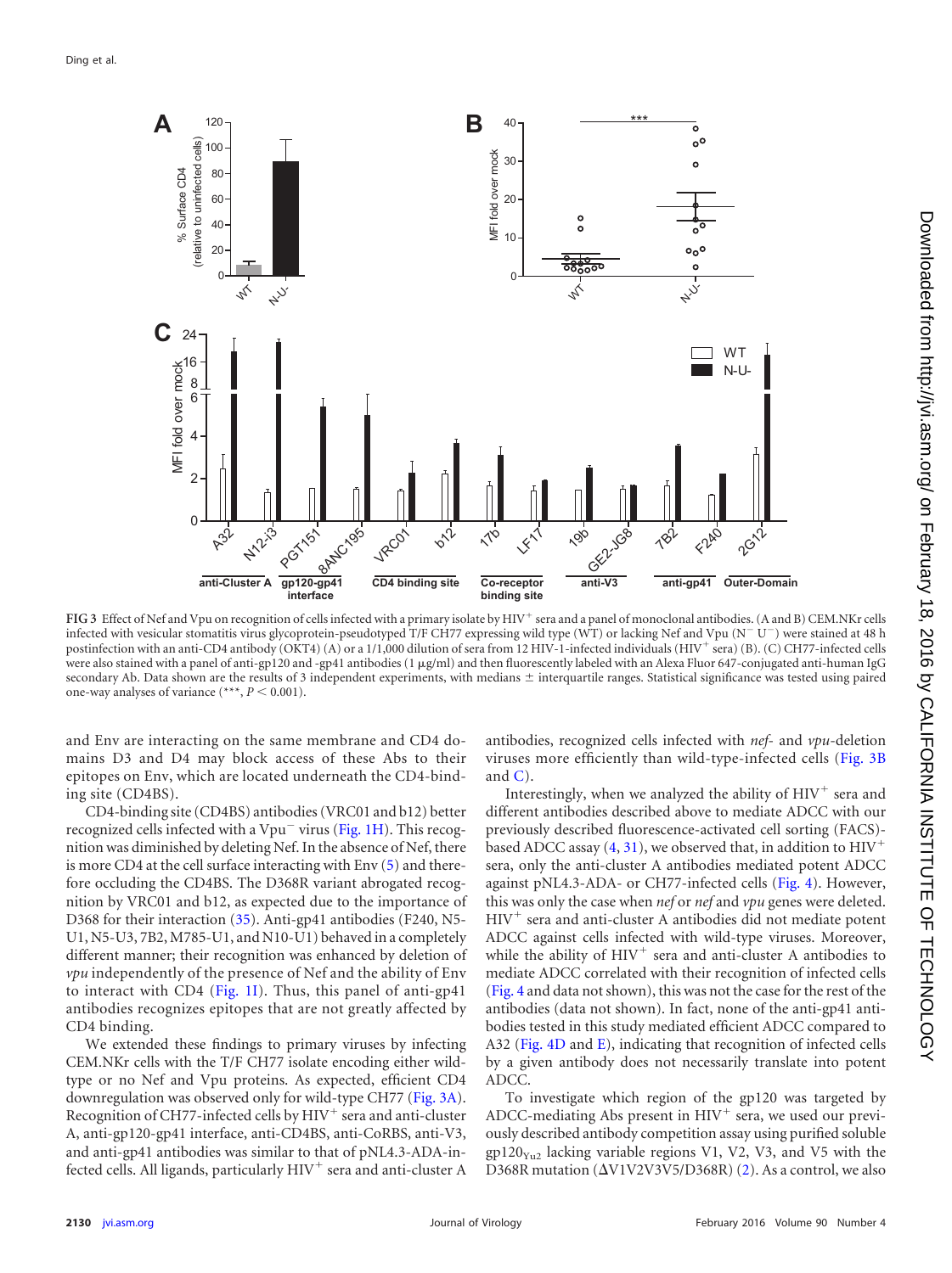FIG 3 Effect of Nef and Vpu on recognition of cells infected with a primary isolate by HIV$^+$ sera and a panel of monoclonal antibodies. (A and B) CEM.NKr cells infected with vesicular stomatitis virus glycoprotein-pseudotyped T/F CH77 expressing wild type (WT) or lacking Nef and Vpu (N$^-$ U$^-$) were stained at 48 h postinfection with an anti-CD4 antibody (OKT4) (A) or a 1/1,000 dilution of sera from 12 HIV-1-infected individuals (HIV$^+$ sera) (B). (C) CH77-infected cells were also stained with a panel of anti-gp120 and -gp41 antibodies (1 μg/ml) and then fluorescently labeled with an Alexa Fluor 647-conjugated anti-human IgG secondary Ab. Data shown are the results of 3 independent experiments, with medians ± interquartile ranges. Statistical significance was tested using paired one-way analyses of variance (***, $P < 0.001$).

and Env are interacting on the same membrane and CD4 domains D3 and D4 may block access of these Abs to their epitopes on Env, which are located underneath the CD4-binding site (CD4BS).

CD4-binding site (CD4BS) antibodies (VRC01 and b12) better recognized cells infected with a Vpu$^-$ virus (Fig. 1H). This recognition was diminished by deleting Nef. In the absence of Nef, there is more CD4 at the cell surface interacting with Env (5) and therefore occluding the CD4BS. The D368R variant abrogated recognition by VRC01 and b12, as expected due to the importance of D368 for their interaction (35). Anti-gp41 antibodies (F240, N5-U1, N5-U3, 7B2, M785-U1, and N10-U1) behaved in a completely different manner; their recognition was enhanced by deletion of *vpu* independently of the presence of Nef and the ability of Env to interact with CD4 (Fig. 1I). Thus, this panel of anti-gp41 antibodies recognizes epitopes that are not greatly affected by CD4 binding.

We extended these findings to primary viruses by infecting CEM.NKr cells with the T/F CH77 isolate encoding either wild-type or no Nef and Vpu proteins. As expected, efficient CD4 downregulation was observed only for wild-type CH77 (Fig. 3A). Recognition of CH77-infected cells by HIV$^+$ sera and anti-cluster A, anti-gp120-gp41 interface, anti-CD4BS, anti-CoRBS, anti-V3, and anti-gp41 antibodies was similar to that of pNL4.3-ADA-infected cells. All ligands, particularly HIV$^+$ sera and anti-cluster A antibodies, recognized cells infected with *nef*- and *vpu*-deletion viruses more efficiently than wild-type-infected cells (Fig. 3B and C).

Interestingly, when we analyzed the ability of HIV$^+$ sera and different antibodies described above to mediate ADCC with our previously described fluorescence-activated cell sorting (FACS)-based ADCC assay (4, 31), we observed that, in addition to HIV$^+$ sera, only the anti-cluster A antibodies mediated potent ADCC against pNL4.3-ADA- or CH77-infected cells (Fig. 4). However, this was only the case when *nef* or *nef* and *vpu* genes were deleted. HIV$^+$ sera and anti-cluster A antibodies did not mediate potent ADCC against cells infected with wild-type viruses. Moreover, while the ability of HIV$^+$ sera and anti-cluster A antibodies to mediate ADCC correlated with their recognition of infected cells (Fig. 4 and data not shown), this was not the case for the rest of the antibodies (data not shown). In fact, none of the anti-gp41 antibodies tested in this study mediated efficient ADCC compared to A32 (Fig. 4D and E), indicating that recognition of infected cells by a given antibody does not necessarily translate into potent ADCC.

To investigate which region of the gp120 was targeted by ADCC-mediating Abs present in HIV$^+$ sera, we used our previously described antibody competition assay using purified soluble gp120$_{Yu2}$ lacking variable regions V1, V2, V3, and V5 with the D368R mutation (ΔV1V2V3V5/D368R) (2). As a control, we also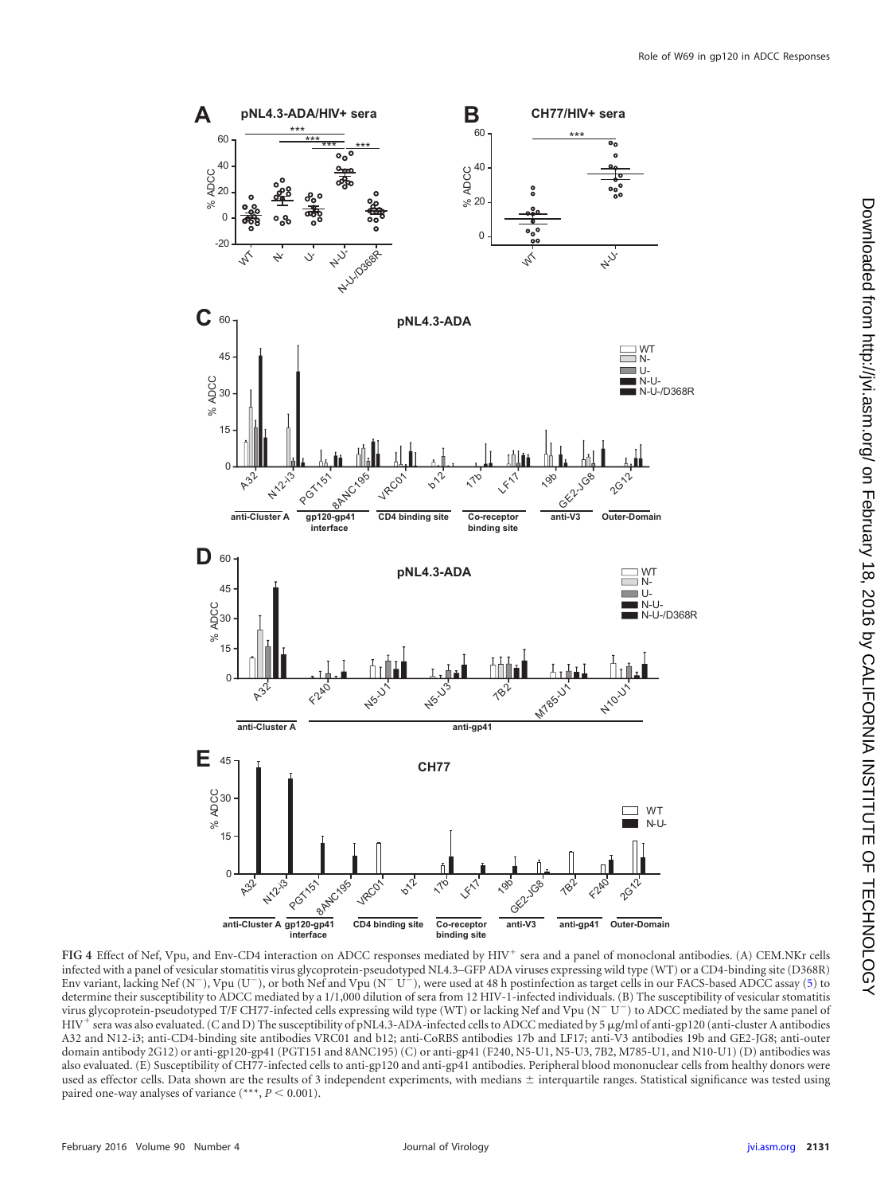FIG 4 Effect of Nef, Vpu, and Env-CD4 interaction on ADCC responses mediated by HIV+ sera and a panel of monoclonal antibodies. (A) CEM.NKr cells infected with a panel of vesicular stomatitis virus glycoprotein-pseudotyped NL4.3–GFP ADA viruses expressing wild type (WT) or a CD4-binding site (D368R) Env variant, lacking Nef (N−), Vpu (U−), or both Nef and Vpu (N− U−), were used at 48 h postinfection as target cells in our FACS-based ADCC assay (5) to determine their susceptibility to ADCC mediated by a 1/1,000 dilution of sera from 12 HIV-1-infected individuals. (B) The susceptibility of vesicular stomatitis virus glycoprotein-pseudotyped T/F CH77-infected cells expressing wild type (WT) or lacking Nef and Vpu (N− U−) to ADCC mediated by the same panel of HIV+ sera was also evaluated. (C and D) The susceptibility of pNL4.3-ADA-infected cells to ADCC mediated by 5 μg/ml of anti-gp120 (anti-cluster A antibodies A32 and N12-i3; anti-CD4-binding site antibodies VRC01 and b12; anti-CoRBS antibodies 17b and LF17; anti-V3 antibodies 19b and GE2-JG8; anti-outer domain antibody 2G12) or anti-gp120-gp41 (PGT151 and 8ANC195) (C) or anti-gp41 (F240, N5-U1, N5-U3, 7B2, M785-U1, and N10-U1) (D) antibodies was also evaluated. (E) Susceptibility of CH77-infected cells to anti-gp120 and anti-gp41 antibodies. Peripheral blood mononuclear cells from healthy donors were used as effector cells. Data shown are the results of 3 independent experiments, with medians ± interquartile ranges. Statistical significance was tested using paired one-way analyses of variance (***, $P < 0.001$).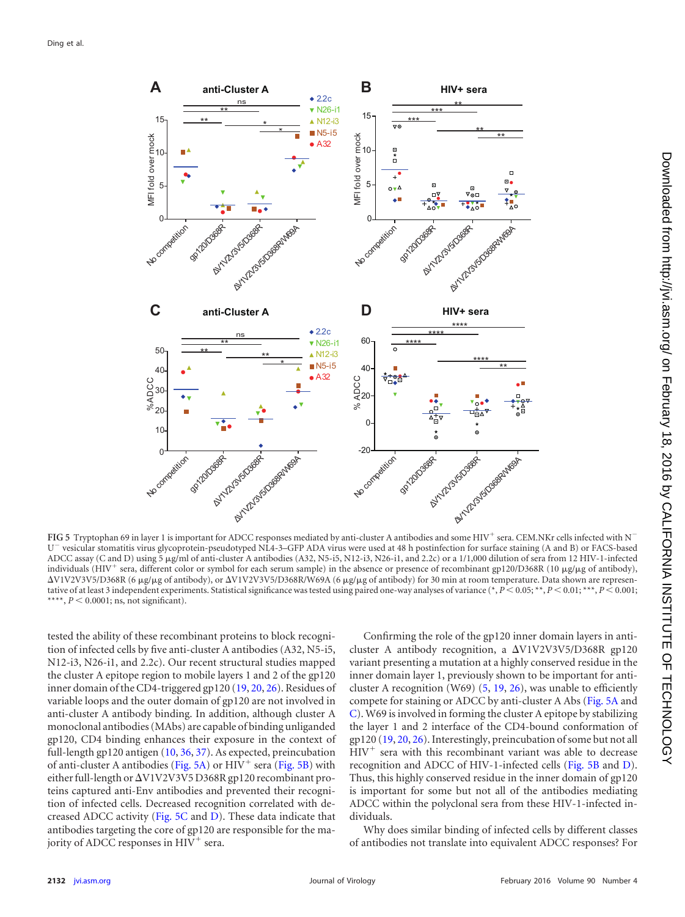FIG 5 Tryptophan 69 in layer 1 is important for ADCC responses mediated by anti-cluster A antibodies and some HIV$^+$ sera. CEM.NKr cells infected with N$^-$ U$^-$ vesicular stomatitis virus glycoprotein-pseudotyped NL4-3–GFP ADA virus were used at 48 h postinfection for surface staining (A and B) or FACS-based ADCC assay (C and D) using 5 μg/ml of anti-cluster A antibodies (A32, N5-i5, N12-i3, N26-i1, and 2.2c) or a 1/1,000 dilution of sera from 12 HIV-1-infected individuals (HIV$^+$ sera, different color or symbol for each serum sample) in the absence or presence of recombinant gp120/D368R (10 μg/μg of antibody), ΔV1V2V3V5/D368R (6 μg/μg of antibody), or ΔV1V2V3V5/D368R/W69A (6 μg/μg of antibody) for 30 min at room temperature. Data shown are representative of at least 3 independent experiments. Statistical significance was tested using paired one-way analyses of variance (*, $P < 0.05$; **, $P < 0.01$; ***, $P < 0.001$; ****, $P < 0.0001$; ns, not significant).

tested the ability of these recombinant proteins to block recognition of infected cells by five anti-cluster A antibodies (A32, N5-i5, N12-i3, N26-i1, and 2.2c). Our recent structural studies mapped the cluster A epitope region to mobile layers 1 and 2 of the gp120 inner domain of the CD4-triggered gp120 (19, 20, 26). Residues of variable loops and the outer domain of gp120 are not involved in anti-cluster A antibody binding. In addition, although cluster A monoclonal antibodies (MAbs) are capable of binding unliganded gp120, CD4 binding enhances their exposure in the context of full-length gp120 antigen (10, 36, 37). As expected, preincubation of anti-cluster A antibodies (Fig. 5A) or HIV$^+$ sera (Fig. 5B) with either full-length or ΔV1V2V3V5 D368R gp120 recombinant proteins captured anti-Env antibodies and prevented their recognition of infected cells. Decreased recognition correlated with decreased ADCC activity (Fig. 5C and D). These data indicate that antibodies targeting the core of gp120 are responsible for the majority of ADCC responses in HIV$^+$ sera.

Confirming the role of the gp120 inner domain layers in anti-cluster A antibody recognition, a ΔV1V2V3V5/D368R gp120 variant presenting a mutation at a highly conserved residue in the inner domain layer 1, previously shown to be important for anti-cluster A recognition (W69) (5, 19, 26), was unable to efficiently compete for staining or ADCC by anti-cluster A Abs (Fig. 5A and C). W69 is involved in forming the cluster A epitope by stabilizing the layer 1 and 2 interface of the CD4-bound conformation of gp120 (19, 20, 26). Interestingly, preincubation of some but not all HIV$^+$ sera with this recombinant variant was able to decrease recognition and ADCC of HIV-1-infected cells (Fig. 5B and D). Thus, this highly conserved residue in the inner domain of gp120 is important for some but not all of the antibodies mediating ADCC within the polyclonal sera from these HIV-1-infected individuals.

Why does similar binding of infected cells by different classes of antibodies not translate into equivalent ADCC responses? For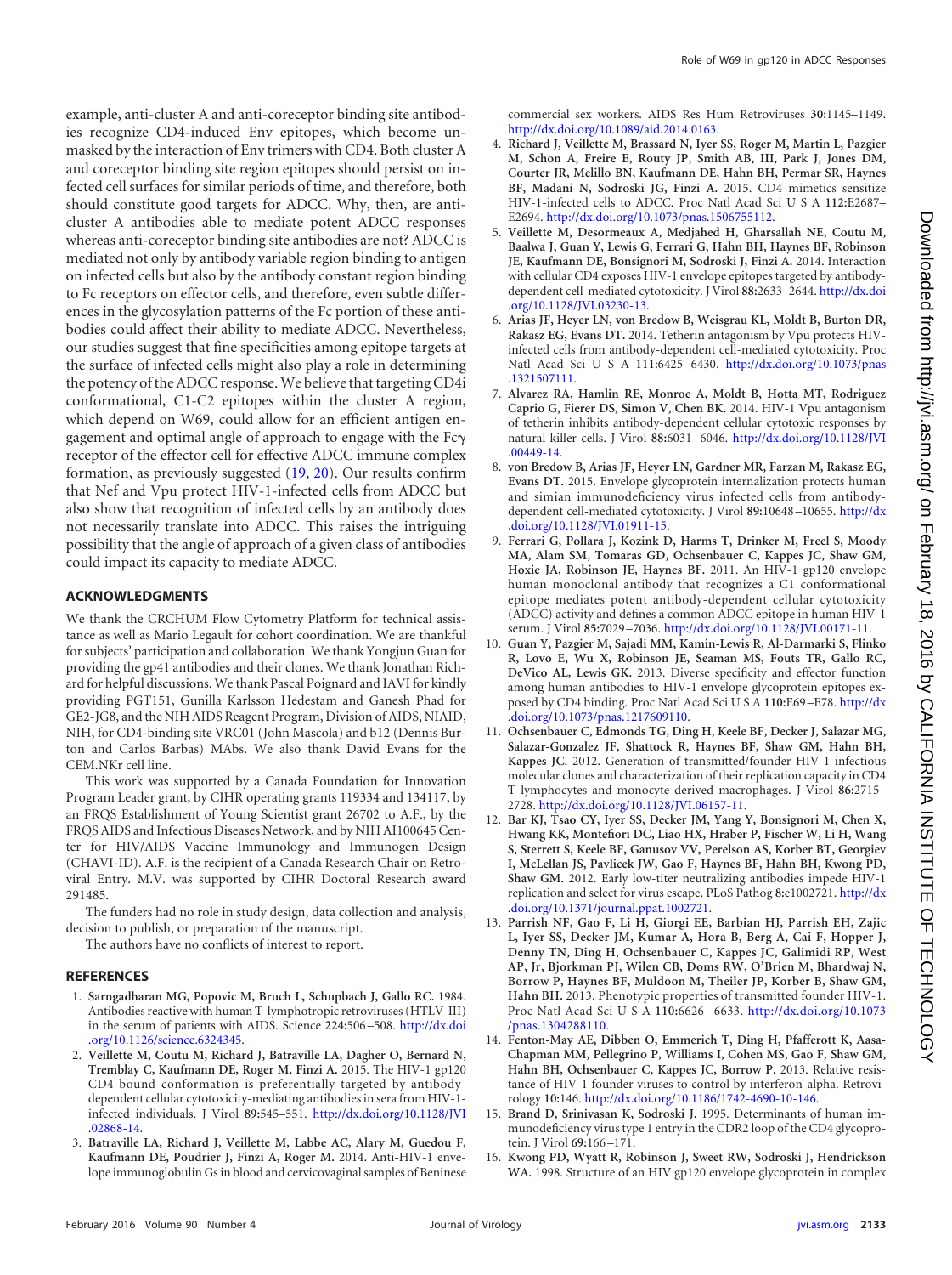example, anti-cluster A and anti-coreceptor binding site antibodies recognize CD4-induced Env epitopes, which become unmasked by the interaction of Env trimers with CD4. Both cluster A and coreceptor binding site region epitopes should persist on infected cell surfaces for similar periods of time, and therefore, both should constitute good targets for ADCC. Why, then, are anti-cluster A antibodies able to mediate potent ADCC responses whereas anti-coreceptor binding site antibodies are not? ADCC is mediated not only by antibody variable region binding to antigen on infected cells but also by the antibody constant region binding to Fc receptors on effector cells, and therefore, even subtle differences in the glycosylation patterns of the Fc portion of these antibodies could affect their ability to mediate ADCC. Nevertheless, our studies suggest that fine specificities among epitope targets at the surface of infected cells might also play a role in determining the potency of the ADCC response. We believe that targeting CD4i conformational, C1-C2 epitopes within the cluster A region, which depend on W69, could allow for an efficient antigen engagement and optimal angle of approach to engage with the Fcγ receptor of the effector cell for effective ADCC immune complex formation, as previously suggested (19, 20). Our results confirm that Nef and Vpu protect HIV-1-infected cells from ADCC but also show that recognition of infected cells by an antibody does not necessarily translate into ADCC. This raises the intriguing possibility that the angle of approach of a given class of antibodies could impact its capacity to mediate ADCC.

## ACKNOWLEDGMENTS

We thank the CRCHUM Flow Cytometry Platform for technical assistance as well as Mario Legault for cohort coordination. We are thankful for subjects' participation and collaboration. We thank Yongjun Guan for providing the gp41 antibodies and their clones. We thank Jonathan Richard for helpful discussions. We thank Pascal Poignard and IAVI for kindly providing PGT151, Gunilla Karlsson Hedestam and Ganesh Phad for GE2-JG8, and the NIH AIDS Reagent Program, Division of AIDS, NIAID, NIH, for CD4-binding site VRC01 (John Mascola) and b12 (Dennis Burton and Carlos Barbas) MAbs. We also thank David Evans for the CEM.NKr cell line.

This work was supported by a Canada Foundation for Innovation Program Leader grant, by CIHR operating grants 119334 and 134117, by an FRQS Establishment of Young Scientist grant 26702 to A.F., by the FRQS AIDS and Infectious Diseases Network, and by NIH AI100645 Center for HIV/AIDS Vaccine Immunology and Immunogen Design (CHAVI-ID). A.F. is the recipient of a Canada Research Chair on Retroviral Entry. M.V. was supported by CIHR Doctoral Research award 291485.

The funders had no role in study design, data collection and analysis, decision to publish, or preparation of the manuscript.

The authors have no conflicts of interest to report.

## REFERENCES

1. **Sarngadharan MG, Popovic M, Bruch L, Schupbach J, Gallo RC.** 1984. Antibodies reactive with human T-lymphotropic retroviruses (HTLV-III) in the serum of patients with AIDS. Science **224:**506–508. http://dx.doi.org/10.1126/science.6324345.
2. **Veillette M, Coutu M, Richard J, Batraville LA, Dagher O, Bernard N, Tremblay C, Kaufmann DE, Roger M, Finzi A.** 2015. The HIV-1 gp120 CD4-bound conformation is preferentially targeted by antibody-dependent cellular cytotoxicity-mediating antibodies in sera from HIV-1-infected individuals. J Virol **89:**545–551. http://dx.doi.org/10.1128/JVI.02868-14.
3. **Batraville LA, Richard J, Veillette M, Labbe AC, Alary M, Guedou F, Kaufmann DE, Poudrier J, Finzi A, Roger M.** 2014. Anti-HIV-1 envelope immunoglobulin Gs in blood and cervicovaginal samples of Beninese commercial sex workers. AIDS Res Hum Retroviruses **30:**1145–1149. http://dx.doi.org/10.1089/aid.2014.0163.
4. **Richard J, Veillette M, Brassard N, Iyer SS, Roger M, Martin L, Pazgier M, Schon A, Freire E, Routy JP, Smith AB, III, Park J, Jones DM, Courter JR, Melillo BN, Kaufmann DE, Hahn BH, Permar SR, Haynes BF, Madani N, Sodroski JG, Finzi A.** 2015. CD4 mimetics sensitize HIV-1-infected cells to ADCC. Proc Natl Acad Sci U S A **112:**E2687–E2694. http://dx.doi.org/10.1073/pnas.1506755112.
5. **Veillette M, Desormeaux A, Medjahed H, Gharsallah NE, Coutu M, Baalwa J, Guan Y, Lewis G, Ferrari G, Hahn BH, Haynes BF, Robinson JE, Kaufmann DE, Bonsignori M, Sodroski J, Finzi A.** 2014. Interaction with cellular CD4 exposes HIV-1 envelope epitopes targeted by antibody-dependent cell-mediated cytotoxicity. J Virol **88:**2633–2644. http://dx.doi.org/10.1128/JVI.03230-13.
6. **Arias JF, Heyer LN, von Bredow B, Weisgrau KL, Moldt B, Burton DR, Rakasz EG, Evans DT.** 2014. Tetherin antagonism by Vpu protects HIV-infected cells from antibody-dependent cell-mediated cytotoxicity. Proc Natl Acad Sci U S A **111:**6425–6430. http://dx.doi.org/10.1073/pnas.1321507111.
7. **Alvarez RA, Hamlin RE, Monroe A, Moldt B, Hotta MT, Rodriguez Caprio G, Fierer DS, Simon V, Chen BK.** 2014. HIV-1 Vpu antagonism of tetherin inhibits antibody-dependent cellular cytotoxic responses by natural killer cells. J Virol **88:**6031–6046. http://dx.doi.org/10.1128/JVI.00449-14.
8. **von Bredow B, Arias JF, Heyer LN, Gardner MR, Farzan M, Rakasz EG, Evans DT.** 2015. Envelope glycoprotein internalization protects human and simian immunodeficiency virus infected cells from antibody-dependent cell-mediated cytotoxicity. J Virol **89:**10648–10655. http://dx.doi.org/10.1128/JVI.01911-15.
9. **Ferrari G, Pollara J, Kozink D, Harms T, Drinker M, Freel S, Moody MA, Alam SM, Tomaras GD, Ochsenbauer C, Kappes JC, Shaw GM, Hoxie JA, Robinson JE, Haynes BF.** 2011. An HIV-1 gp120 envelope human monoclonal antibody that recognizes a C1 conformational epitope mediates potent antibody-dependent cellular cytotoxicity (ADCC) activity and defines a common ADCC epitope in human HIV-1 serum. J Virol **85:**7029–7036. http://dx.doi.org/10.1128/JVI.00171-11.
10. **Guan Y, Pazgier M, Sajadi MM, Kamin-Lewis R, Al-Darmarki S, Flinko R, Lovo E, Wu X, Robinson JE, Seaman MS, Fouts TR, Gallo RC, DeVico AL, Lewis GK.** 2013. Diverse specificity and effector function among human antibodies to HIV-1 envelope glycoprotein epitopes exposed by CD4 binding. Proc Natl Acad Sci U S A **110:**E69–E78. http://dx.doi.org/10.1073/pnas.1217609110.
11. **Ochsenbauer C, Edmonds TG, Ding H, Keele BF, Decker J, Salazar MG, Salazar-Gonzalez JF, Shattock R, Haynes BF, Shaw GM, Hahn BH, Kappes JC.** 2012. Generation of transmitted/founder HIV-1 infectious molecular clones and characterization of their replication capacity in CD4 T lymphocytes and monocyte-derived macrophages. J Virol **86:**2715–2728. http://dx.doi.org/10.1128/JVI.06157-11.
12. **Bar KJ, Tsao CY, Iyer SS, Decker JM, Yang Y, Bonsignori M, Chen X, Hwang KK, Montefiori DC, Liao HX, Hraber P, Fischer W, Li H, Wang S, Sterrett S, Keele BF, Ganusov VV, Perelson AS, Korber BT, Georgiev I, McLellan JS, Pavlicek JW, Gao F, Haynes BF, Hahn BH, Kwong PD, Shaw GM.** 2012. Early low-titer neutralizing antibodies impede HIV-1 replication and select for virus escape. PLoS Pathog **8:**e1002721. http://dx.doi.org/10.1371/journal.ppat.1002721.
13. **Parrish NF, Gao F, Li H, Giorgi EE, Barbian HJ, Parrish EH, Zajic L, Iyer SS, Decker JM, Kumar A, Hora B, Berg A, Cai F, Hopper J, Denny TN, Ding H, Ochsenbauer C, Kappes JC, Galimidi RP, West AP, Jr, Bjorkman PJ, Wilen CB, Doms RW, O'Brien M, Bhardwaj N, Borrow P, Haynes BF, Muldoon M, Theiler JP, Korber B, Shaw GM, Hahn BH.** 2013. Phenotypic properties of transmitted founder HIV-1. Proc Natl Acad Sci U S A **110:**6626–6633. http://dx.doi.org/10.1073/pnas.1304288110.
14. **Fenton-May AE, Dibben O, Emmerich T, Ding H, Pfafferott K, Aasa-Chapman MM, Pellegrino P, Williams I, Cohen MS, Gao F, Shaw GM, Hahn BH, Ochsenbauer C, Kappes JC, Borrow P.** 2013. Relative resistance of HIV-1 founder viruses to control by interferon-alpha. Retrovirology **10:**146. http://dx.doi.org/10.1186/1742-4690-10-146.
15. **Brand D, Srinivasan K, Sodroski J.** 1995. Determinants of human immunodeficiency virus type 1 entry in the CDR2 loop of the CD4 glycoprotein. J Virol **69:**166–171.
16. **Kwong PD, Wyatt R, Robinson J, Sweet RW, Sodroski J, Hendrickson WA.** 1998. Structure of an HIV gp120 envelope glycoprotein in complex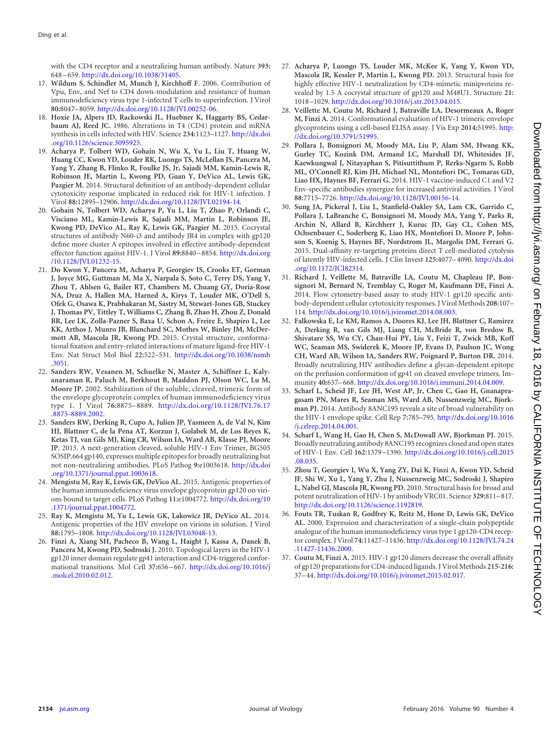with the CD4 receptor and a neutralizing human antibody. Nature **393:** 648–659. http://dx.doi.org/10.1038/31405.

17. **Wildum S, Schindler M, Munch J, Kirchhoff F.** 2006. Contribution of Vpu, Env, and Nef to CD4 down-modulation and resistance of human immunodeficiency virus type 1-infected T cells to superinfection. J Virol **80:**8047–8059. http://dx.doi.org/10.1128/JVI.00252-06.
18. **Hoxie JA, Alpers JD, Rackowski JL, Huebner K, Haggarty BS, Cedarbaum AJ, Reed JC.** 1986. Alterations in T4 (CD4) protein and mRNA synthesis in cells infected with HIV. Science **234:**1123–1127. http://dx.doi.org/10.1126/science.3095925.
19. **Acharya P, Tolbert WD, Gohain N, Wu X, Yu L, Liu T, Huang W, Huang CC, Kwon YD, Louder RK, Luongo TS, McLellan JS, Pancera M, Yang Y, Zhang B, Flinko R, Foulke JS, Jr, Sajadi MM, Kamin-Lewis R, Robinson JE, Martin L, Kwong PD, Guan Y, DeVico AL, Lewis GK, Pazgier M.** 2014. Structural definition of an antibody-dependent cellular cytotoxicity response implicated in reduced risk for HIV-1 infection. J Virol **88:**12895–12906. http://dx.doi.org/10.1128/JVI.02194-14.
20. **Gohain N, Tolbert WD, Acharya P, Yu L, Liu T, Zhao P, Orlandi C, Visciano ML, Kamin-Lewis R, Sajadi MM, Martin L, Robinson JE, Kwong PD, DeVico AL, Ray K, Lewis GK, Pazgier M.** 2015. Cocrystal structures of antibody N60-i3 and antibody JR4 in complex with gp120 define more cluster A epitopes involved in effective antibody-dependent effector function against HIV-1. J Virol **89:**8840–8854. http://dx.doi.org/10.1128/JVI.01232-15.
21. **Do Kwon Y, Pancera M, Acharya P, Georgiev IS, Crooks ET, Gorman J, Joyce MG, Guttman M, Ma X, Narpala S, Soto C, Terry DS, Yang Y, Zhou T, Ahlsen G, Bailer RT, Chambers M, Chuang GY, Doria-Rose NA, Druz A, Hallen MA, Harned A, Kirys T, Louder MK, O'Dell S, Ofek G, Osawa K, Prabhakaran M, Sastry M, Stewart-Jones GB, Stuckey J, Thomas PV, Tittley T, Williams C, Zhang B, Zhao H, Zhou Z, Donald BR, Lee LK, Zolla-Pazner S, Baxa U, Schon A, Freire E, Shapiro L, Lee KK, Arthos J, Munro JB, Blanchard SC, Mothes W, Binley JM, McDermott AB, Mascola JR, Kwong PD.** 2015. Crystal structure, conformational fixation and entry-related interactions of mature ligand-free HIV-1 Env. Nat Struct Mol Biol **22:**522–531. http://dx.doi.org/10.1038/nsmb.3051.
22. **Sanders RW, Vesanen M, Schuelke N, Master A, Schiffner L, Kalyanaraman R, Paluch M, Berkhout B, Maddon PJ, Olson WC, Lu M, Moore JP.** 2002. Stabilization of the soluble, cleaved, trimeric form of the envelope glycoprotein complex of human immunodeficiency virus type 1. J Virol **76:**8875–8889. http://dx.doi.org/10.1128/JVI.76.17.8875-8889.2002.
23. **Sanders RW, Derking R, Cupo A, Julien JP, Yasmeen A, de Val N, Kim HJ, Blattner C, de la Pena AT, Korzun J, Golabek M, de Los Reyes K, Ketas TJ, van Gils MJ, King CR, Wilson IA, Ward AB, Klasse PJ, Moore JP.** 2013. A next-generation cleaved, soluble HIV-1 Env Trimer, BG505 SOSIP.664 gp140, expresses multiple epitopes for broadly neutralizing but not non-neutralizing antibodies. PLoS Pathog **9:**e1003618. http://dx.doi.org/10.1371/journal.ppat.1003618.
24. **Mengistu M, Ray K, Lewis GK, DeVico AL.** 2015. Antigenic properties of the human immunodeficiency virus envelope glycoprotein gp120 on virions bound to target cells. PLoS Pathog **11:**e1004772. http://dx.doi.org/10.1371/journal.ppat.1004772.
25. **Ray K, Mengistu M, Yu L, Lewis GK, Lakowicz JR, DeVico AL.** 2014. Antigenic properties of the HIV envelope on virions in solution. J Virol **88:**1795–1808. http://dx.doi.org/10.1128/JVI.03048-13.
26. **Finzi A, Xiang SH, Pacheco B, Wang L, Haight J, Kassa A, Danek B, Pancera M, Kwong PD, Sodroski J.** 2010. Topological layers in the HIV-1 gp120 inner domain regulate gp41 interaction and CD4-triggered conformational transitions. Mol Cell **37:**656–667. http://dx.doi.org/10.1016/j.molcel.2010.02.012.
27. **Acharya P, Luongo TS, Louder MK, McKee K, Yang Y, Kwon YD, Mascola JR, Kessler P, Martin L, Kwong PD.** 2013. Structural basis for highly effective HIV-1 neutralization by CD4-mimetic miniproteins revealed by 1.5 A cocrystal structure of gp120 and M48U1. Structure **21:** 1018–1029. http://dx.doi.org/10.1016/j.str.2013.04.015.
28. **Veillette M, Coutu M, Richard J, Batraville LA, Desormeaux A, Roger M, Finzi A.** 2014. Conformational evaluation of HIV-1 trimeric envelope glycoproteins using a cell-based ELISA assay. J Vis Exp **2014:**51995. http://dx.doi.org/10.3791/51995.
29. **Pollara J, Bonsignori M, Moody MA, Liu P, Alam SM, Hwang KK, Gurley TC, Kozink DM, Armand LC, Marshall DJ, Whitesides JF, Kaewkungwal J, Nitayaphan S, Pitisuttithum P, Rerks-Ngarm S, Robb ML, O'Connell RJ, Kim JH, Michael NL, Montefiori DC, Tomaras GD, Liao HX, Haynes BF, Ferrari G.** 2014. HIV-1 vaccine-induced C1 and V2 Env-specific antibodies synergize for increased antiviral activities. J Virol **88:**7715–7726. http://dx.doi.org/10.1128/JVI.00156-14.
30. **Sung JA, Pickeral J, Liu L, Stanfield-Oakley SA, Lam CK, Garrido C, Pollara J, LaBranche C, Bonsignori M, Moody MA, Yang Y, Parks R, Archin N, Allard B, Kirchherr J, Kuruc JD, Gay CL, Cohen MS, Ochsenbauer C, Soderberg K, Liao HX, Montefiori D, Moore P, Johnson S, Koenig S, Haynes BF, Nordstrom JL, Margolis DM, Ferrari G.** 2015. Dual-affinity re-targeting proteins direct T cell-mediated cytolysis of latently HIV-infected cells. J Clin Invest **125:**4077–4090. http://dx.doi.org/10.1172/JCI82314.
31. **Richard J, Veillette M, Batraville LA, Coutu M, Chapleau JP, Bonsignori M, Bernard N, Tremblay C, Roger M, Kaufmann DE, Finzi A.** 2014. Flow cytometry-based assay to study HIV-1 gp120 specific antibody-dependent cellular cytotoxicity responses. J Virol Methods **208:**107–114. http://dx.doi.org/10.1016/j.jviromet.2014.08.003.
32. **Falkowska E, Le KM, Ramos A, Doores KJ, Lee JH, Blattner C, Ramirez A, Derking R, van Gils MJ, Liang CH, McBride R, von Bredow B, Shivatare SS, Wu CY, Chan-Hui PY, Liu Y, Feizi T, Zwick MB, Koff WC, Seaman MS, Swiderek K, Moore JP, Evans D, Paulson JC, Wong CH, Ward AB, Wilson IA, Sanders RW, Poignard P, Burton DR.** 2014. Broadly neutralizing HIV antibodies define a glycan-dependent epitope on the prefusion conformation of gp41 on cleaved envelope trimers. Immunity **40:**657–668. http://dx.doi.org/10.1016/j.immuni.2014.04.009.
33. **Scharf L, Scheid JF, Lee JH, West AP, Jr, Chen C, Gao H, Gnanapragasam PN, Mares R, Seaman MS, Ward AB, Nussenzweig MC, Bjorkman PJ.** 2014. Antibody 8ANC195 reveals a site of broad vulnerability on the HIV-1 envelope spike. Cell Rep **7:**785–795. http://dx.doi.org/10.1016/j.celrep.2014.04.001.
34. **Scharf L, Wang H, Gao H, Chen S, McDowall AW, Bjorkman PJ.** 2015. Broadly neutralizing antibody 8ANC195 recognizes closed and open states of HIV-1 Env. Cell **162:**1379–1390. http://dx.doi.org/10.1016/j.cell.2015.08.035.
35. **Zhou T, Georgiev I, Wu X, Yang ZY, Dai K, Finzi A, Kwon YD, Scheid JF, Shi W, Xu L, Yang Y, Zhu J, Nussenzweig MC, Sodroski J, Shapiro L, Nabel GJ, Mascola JR, Kwong PD.** 2010. Structural basis for broad and potent neutralization of HIV-1 by antibody VRC01. Science **329:**811–817. http://dx.doi.org/10.1126/science.1192819.
36. **Fouts TR, Tuskan R, Godfrey K, Reitz M, Hone D, Lewis GK, DeVico AL.** 2000. Expression and characterization of a single-chain polypeptide analogue of the human immunodeficiency virus type 1 gp120-CD4 receptor complex. J Virol **74:**11427–11436. http://dx.doi.org/10.1128/JVI.74.24.11427-11436.2000.
37. **Coutu M, Finzi A.** 2015. HIV-1 gp120 dimers decrease the overall affinity of gp120 preparations for CD4-induced ligands. J Virol Methods **215-216:** 37–44. http://dx.doi.org/10.1016/j.jviromet.2015.02.017.